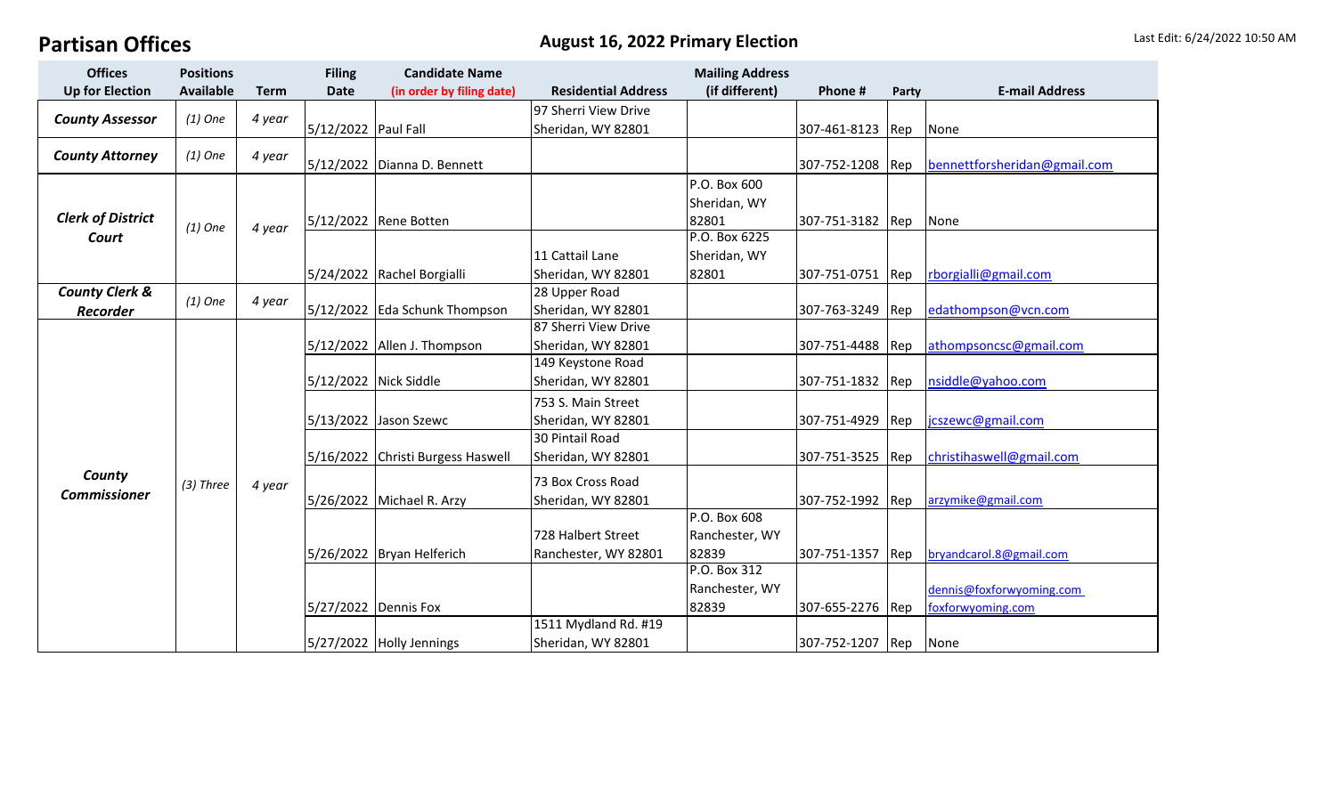# Partisan Offices

## August 16, 2022 Primary Election

Last Edit: 6/24/2022 10:50 AM

| Offices Up for Election | Positions Available | Term | Filing Date | Candidate Name (in order by filing date) | Residential Address | Mailing Address (if different) | Phone # | Party | E-mail Address |
|---|---|---|---|---|---|---|---|---|---|
| ***County Assessor*** | *(1) One* | *4 year* | 5/12/2022 | Paul Fall | 97 Sherri View Drive Sheridan, WY 82801 | | 307-461-8123 | Rep | None |
| ***County Attorney*** | *(1) One* | *4 year* | 5/12/2022 | Dianna D. Bennett | | | 307-752-1208 | Rep | bennettforsheridan@gmail.com |
| ***Clerk of District Court*** | *(1) One* | *4 year* | 5/12/2022 | Rene Botten | | P.O. Box 600 Sheridan, WY 82801 | 307-751-3182 | Rep | None |
| | | | 5/24/2022 | Rachel Borgialli | 11 Cattail Lane Sheridan, WY 82801 | P.O. Box 6225 Sheridan, WY 82801 | 307-751-0751 | Rep | rborgialli@gmail.com |
| ***County Clerk & Recorder*** | *(1) One* | *4 year* | 5/12/2022 | Eda Schunk Thompson | 28 Upper Road Sheridan, WY 82801 | | 307-763-3249 | Rep | edathompson@vcn.com |
| ***County Commissioner*** | *(3) Three* | *4 year* | 5/12/2022 | Allen J. Thompson | 87 Sherri View Drive Sheridan, WY 82801 | | 307-751-4488 | Rep | athompsoncsc@gmail.com |
| | | | 5/12/2022 | Nick Siddle | 149 Keystone Road Sheridan, WY 82801 | | 307-751-1832 | Rep | nsiddle@yahoo.com |
| | | | 5/13/2022 | Jason Szewc | 753 S. Main Street Sheridan, WY 82801 | | 307-751-4929 | Rep | jcszewc@gmail.com |
| | | | 5/16/2022 | Christi Burgess Haswell | 30 Pintail Road Sheridan, WY 82801 | | 307-751-3525 | Rep | christihaswell@gmail.com |
| | | | 5/26/2022 | Michael R. Arzy | 73 Box Cross Road Sheridan, WY 82801 | | 307-752-1992 | Rep | arzymike@gmail.com |
| | | | 5/26/2022 | Bryan Helferich | 728 Halbert Street Ranchester, WY 82801 | P.O. Box 608 Ranchester, WY 82839 | 307-751-1357 | Rep | bryandcarol.8@gmail.com |
| | | | 5/27/2022 | Dennis Fox | | P.O. Box 312 Ranchester, WY 82839 | 307-655-2276 | Rep | dennis@foxforwyoming.com foxforwyoming.com |
| | | | 5/27/2022 | Holly Jennings | 1511 Mydland Rd. #19 Sheridan, WY 82801 | | 307-752-1207 | Rep | None |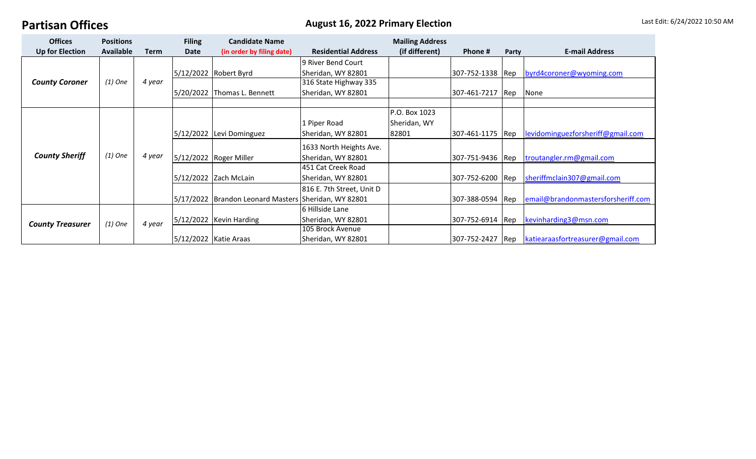# Partisan Offices

## August 16, 2022 Primary Election

Last Edit: 6/24/2022 10:50 AM

| Offices Up for Election | Positions Available | Term | Filing Date | Candidate Name (in order by filing date) | Residential Address | Mailing Address (if different) | Phone # | Party | E-mail Address |
|---|---|---|---|---|---|---|---|---|---|
| ***County Coroner*** | *(1) One* | *4 year* | 5/12/2022 | Robert Byrd | 9 River Bend Court Sheridan, WY 82801 | | 307-752-1338 | Rep | byrd4coroner@wyoming.com |
| | | | 5/20/2022 | Thomas L. Bennett | 316 State Highway 335 Sheridan, WY 82801 | | 307-461-7217 | Rep | None |
| ***County Sheriff*** | *(1) One* | *4 year* | 5/12/2022 | Levi Dominguez | 1 Piper Road Sheridan, WY 82801 | P.O. Box 1023 Sheridan, WY 82801 | 307-461-1175 | Rep | levidominguezforsheriff@gmail.com |
| | | | 5/12/2022 | Roger Miller | 1633 North Heights Ave. Sheridan, WY 82801 | | 307-751-9436 | Rep | troutangler.rm@gmail.com |
| | | | 5/12/2022 | Zach McLain | 451 Cat Creek Road Sheridan, WY 82801 | | 307-752-6200 | Rep | sheriffmclain307@gmail.com |
| | | | 5/17/2022 | Brandon Leonard Masters | 816 E. 7th Street, Unit D Sheridan, WY 82801 | | 307-388-0594 | Rep | email@brandonmastersforsheriff.com |
| ***County Treasurer*** | *(1) One* | *4 year* | 5/12/2022 | Kevin Harding | 6 Hillside Lane Sheridan, WY 82801 | | 307-752-6914 | Rep | kevinharding3@msn.com |
| | | | 5/12/2022 | Katie Araas | 105 Brock Avenue Sheridan, WY 82801 | | 307-752-2427 | Rep | katiearaasfortreasurer@gmail.com |